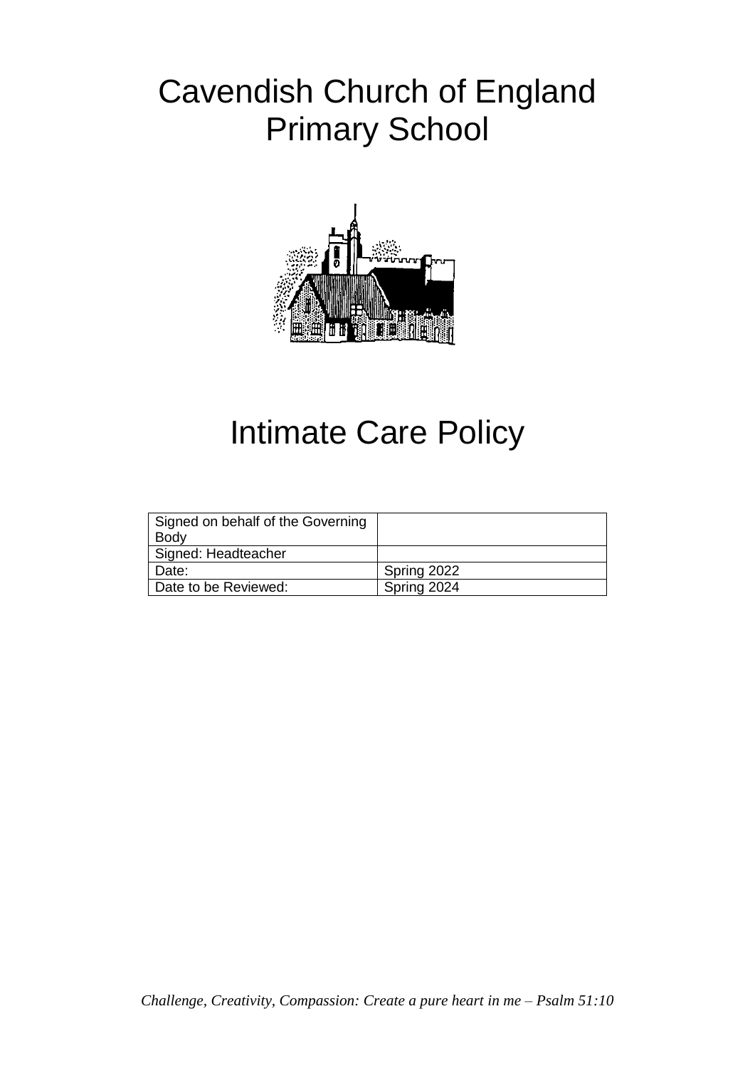# Cavendish Church of England Primary School

# Intimate Care Policy

| Signed on behalf of the Governing Body | |
|---|---|
| Signed: Headteacher | |
| Date: | Spring 2022 |
| Date to be Reviewed: | Spring 2024 |

*Challenge, Creativity, Compassion: Create a pure heart in me – Psalm 51:10*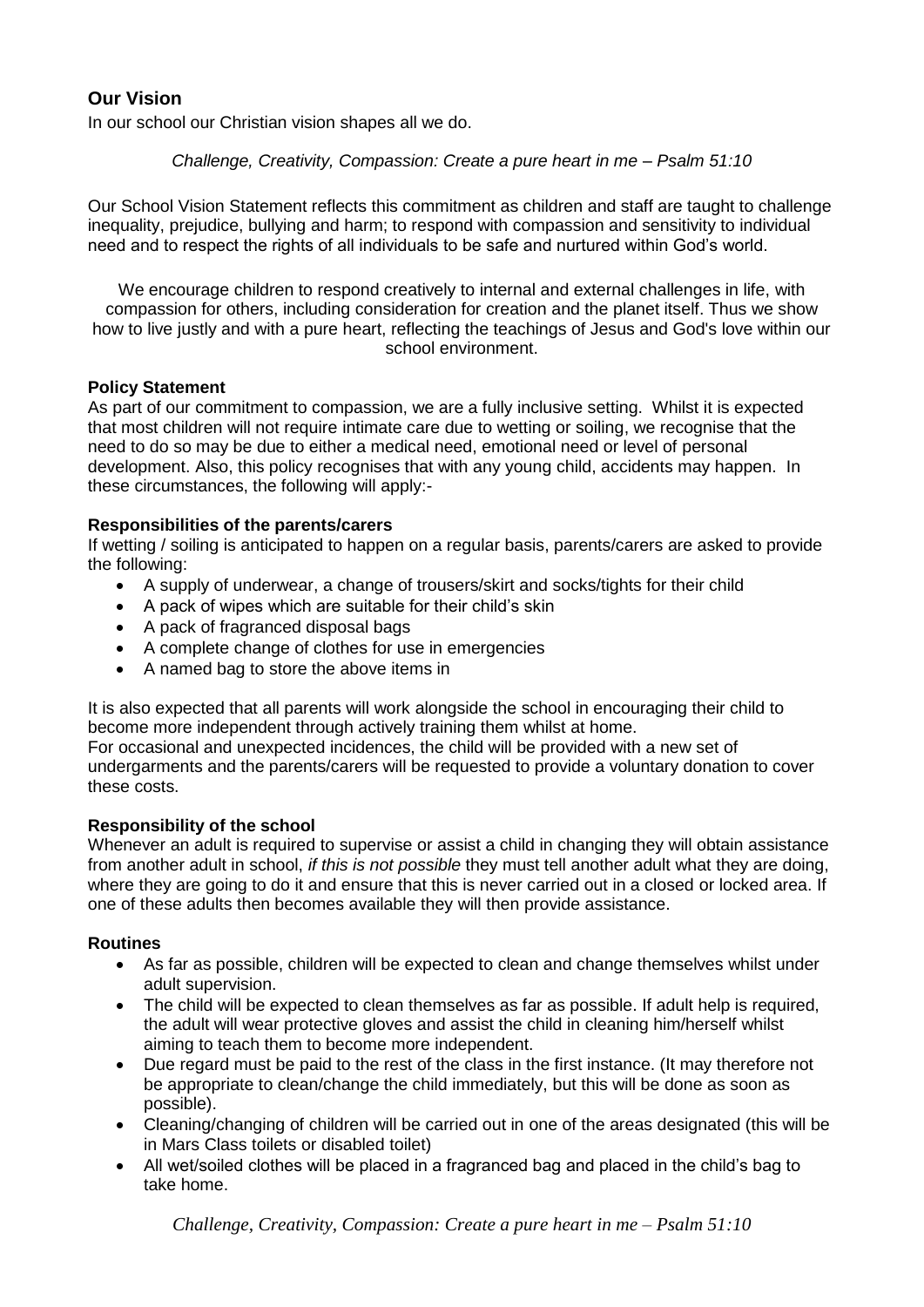## Our Vision

In our school our Christian vision shapes all we do.

*Challenge, Creativity, Compassion: Create a pure heart in me – Psalm 51:10*

Our School Vision Statement reflects this commitment as children and staff are taught to challenge inequality, prejudice, bullying and harm; to respond with compassion and sensitivity to individual need and to respect the rights of all individuals to be safe and nurtured within God's world.

We encourage children to respond creatively to internal and external challenges in life, with compassion for others, including consideration for creation and the planet itself. Thus we show how to live justly and with a pure heart, reflecting the teachings of Jesus and God's love within our school environment.

**Policy Statement**

As part of our commitment to compassion, we are a fully inclusive setting. Whilst it is expected that most children will not require intimate care due to wetting or soiling, we recognise that the need to do so may be due to either a medical need, emotional need or level of personal development. Also, this policy recognises that with any young child, accidents may happen. In these circumstances, the following will apply:-

**Responsibilities of the parents/carers**

If wetting / soiling is anticipated to happen on a regular basis, parents/carers are asked to provide the following:

- A supply of underwear, a change of trousers/skirt and socks/tights for their child
- A pack of wipes which are suitable for their child's skin
- A pack of fragranced disposal bags
- A complete change of clothes for use in emergencies
- A named bag to store the above items in

It is also expected that all parents will work alongside the school in encouraging their child to become more independent through actively training them whilst at home.
For occasional and unexpected incidences, the child will be provided with a new set of undergarments and the parents/carers will be requested to provide a voluntary donation to cover these costs.

**Responsibility of the school**

Whenever an adult is required to supervise or assist a child in changing they will obtain assistance from another adult in school, *if this is not possible* they must tell another adult what they are doing, where they are going to do it and ensure that this is never carried out in a closed or locked area. If one of these adults then becomes available they will then provide assistance.

**Routines**

- As far as possible, children will be expected to clean and change themselves whilst under adult supervision.
- The child will be expected to clean themselves as far as possible. If adult help is required, the adult will wear protective gloves and assist the child in cleaning him/herself whilst aiming to teach them to become more independent.
- Due regard must be paid to the rest of the class in the first instance. (It may therefore not be appropriate to clean/change the child immediately, but this will be done as soon as possible).
- Cleaning/changing of children will be carried out in one of the areas designated (this will be in Mars Class toilets or disabled toilet)
- All wet/soiled clothes will be placed in a fragranced bag and placed in the child's bag to take home.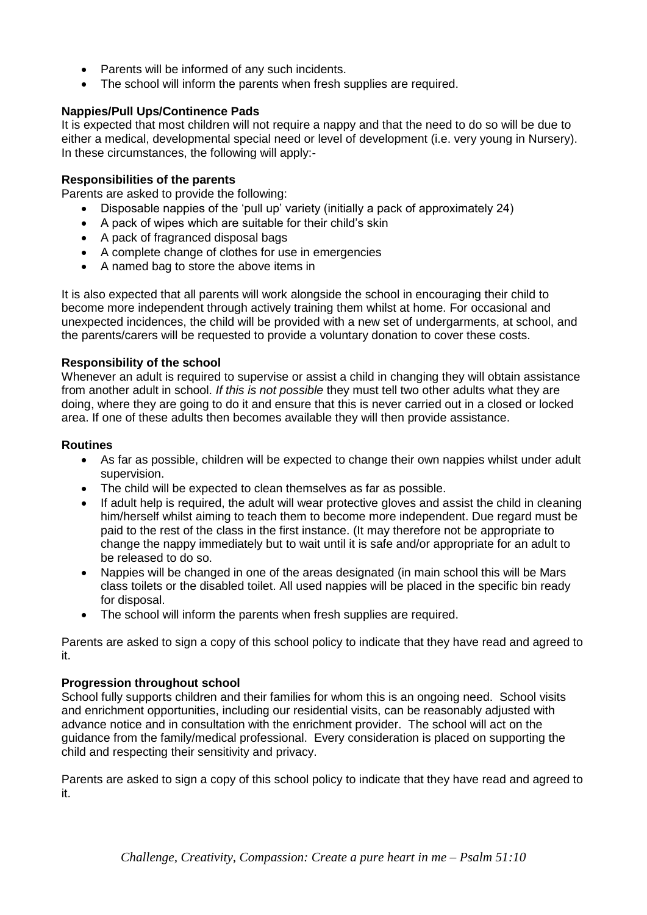- Parents will be informed of any such incidents.
- The school will inform the parents when fresh supplies are required.

**Nappies/Pull Ups/Continence Pads**

It is expected that most children will not require a nappy and that the need to do so will be due to either a medical, developmental special need or level of development (i.e. very young in Nursery). In these circumstances, the following will apply:-

**Responsibilities of the parents**

Parents are asked to provide the following:

- Disposable nappies of the 'pull up' variety (initially a pack of approximately 24)
- A pack of wipes which are suitable for their child's skin
- A pack of fragranced disposal bags
- A complete change of clothes for use in emergencies
- A named bag to store the above items in

It is also expected that all parents will work alongside the school in encouraging their child to become more independent through actively training them whilst at home. For occasional and unexpected incidences, the child will be provided with a new set of undergarments, at school, and the parents/carers will be requested to provide a voluntary donation to cover these costs.

**Responsibility of the school**

Whenever an adult is required to supervise or assist a child in changing they will obtain assistance from another adult in school. *If this is not possible* they must tell two other adults what they are doing, where they are going to do it and ensure that this is never carried out in a closed or locked area. If one of these adults then becomes available they will then provide assistance.

**Routines**

- As far as possible, children will be expected to change their own nappies whilst under adult supervision.
- The child will be expected to clean themselves as far as possible.
- If adult help is required, the adult will wear protective gloves and assist the child in cleaning him/herself whilst aiming to teach them to become more independent. Due regard must be paid to the rest of the class in the first instance. (It may therefore not be appropriate to change the nappy immediately but to wait until it is safe and/or appropriate for an adult to be released to do so.
- Nappies will be changed in one of the areas designated (in main school this will be Mars class toilets or the disabled toilet. All used nappies will be placed in the specific bin ready for disposal.
- The school will inform the parents when fresh supplies are required.

Parents are asked to sign a copy of this school policy to indicate that they have read and agreed to it.

**Progression throughout school**

School fully supports children and their families for whom this is an ongoing need. School visits and enrichment opportunities, including our residential visits, can be reasonably adjusted with advance notice and in consultation with the enrichment provider. The school will act on the guidance from the family/medical professional. Every consideration is placed on supporting the child and respecting their sensitivity and privacy.

Parents are asked to sign a copy of this school policy to indicate that they have read and agreed to it.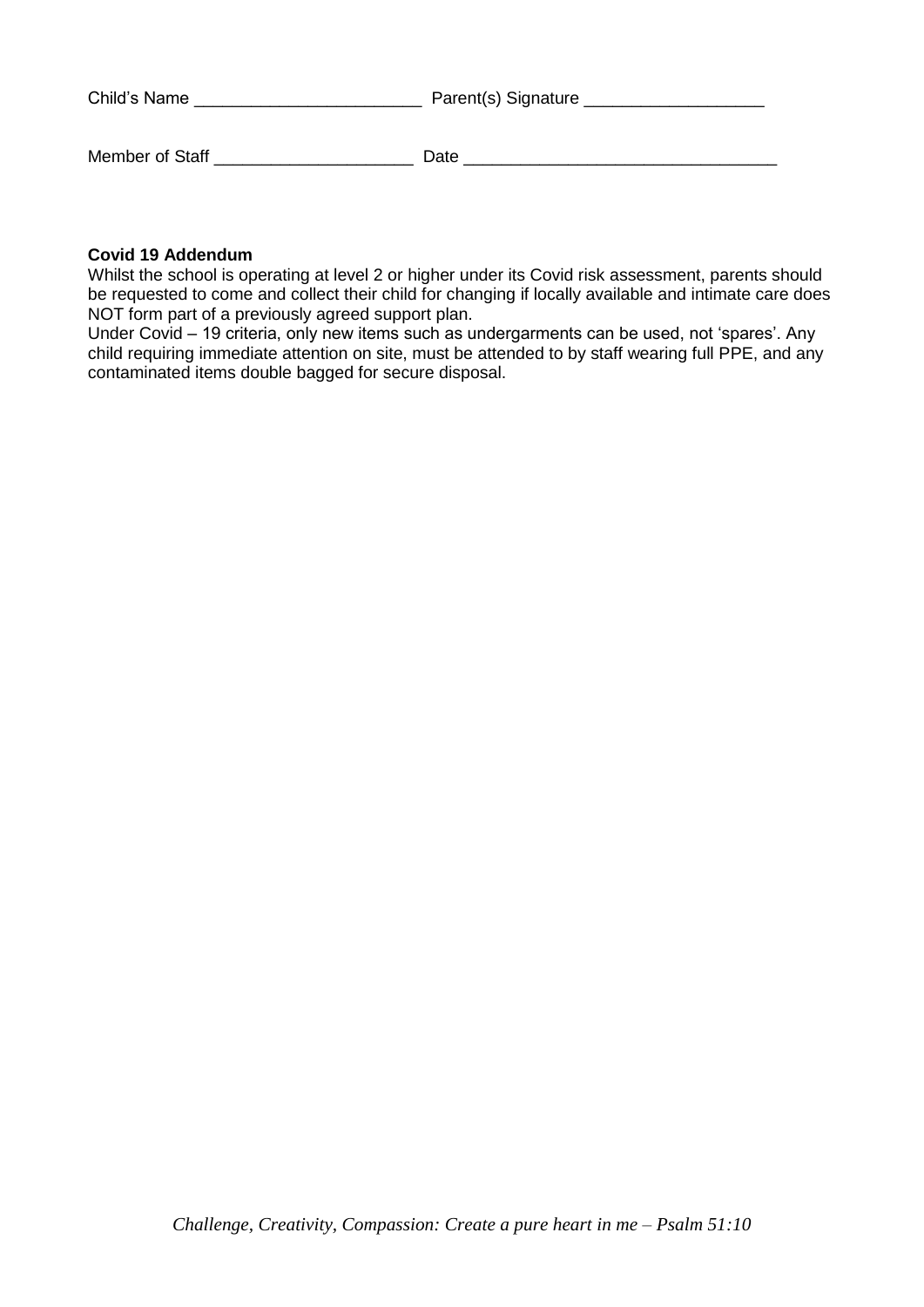Child's Name ________________________ Parent(s) Signature ___________________

Member of Staff _____________________ Date _________________________________

**Covid 19 Addendum**

Whilst the school is operating at level 2 or higher under its Covid risk assessment, parents should be requested to come and collect their child for changing if locally available and intimate care does NOT form part of a previously agreed support plan.

Under Covid – 19 criteria, only new items such as undergarments can be used, not 'spares'. Any child requiring immediate attention on site, must be attended to by staff wearing full PPE, and any contaminated items double bagged for secure disposal.

*Challenge, Creativity, Compassion: Create a pure heart in me – Psalm 51:10*